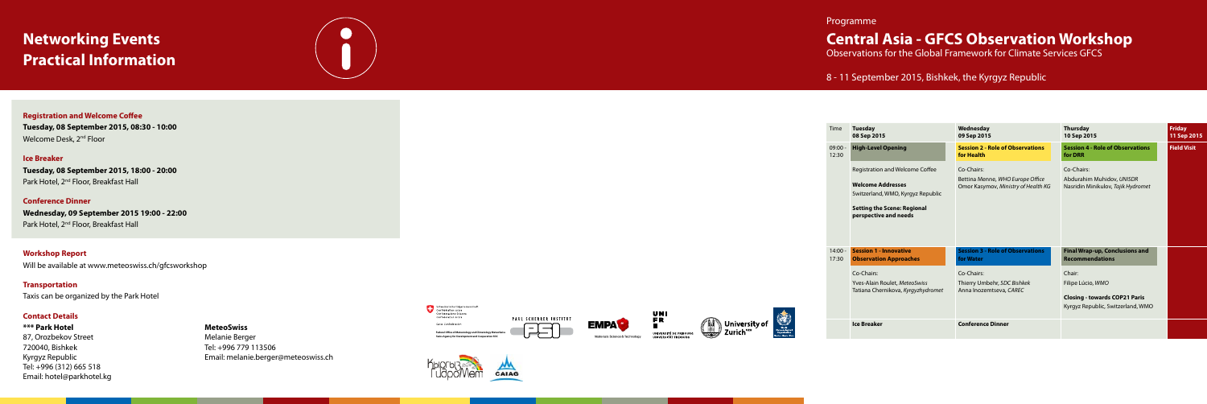# Networking Events Practical Information

### Registration and Welcome Coffee

**Tuesday, 08 September 2015, 08:30 - 10:00**
Welcome Desk, 2nd Floor

### Ice Breaker

**Tuesday, 08 September 2015, 18:00 - 20:00**
Park Hotel, 2nd Floor, Breakfast Hall

### Conference Dinner

**Wednesday, 09 September 2015 19:00 - 22:00**
Park Hotel, 2nd Floor, Breakfast Hall

### Workshop Report

Will be available at www.meteoswiss.ch/gfcsworkshop

### Transportation

Taxis can be organized by the Park Hotel

### Contact Details

**\*\*\* Park Hotel**
87, Orozbekov Street
720040, Bishkek
Kyrgyz Republic
Tel: +996 (312) 665 518
Email: hotel@parkhotel.kg

**MeteoSwiss**
Melanie Berger
Tel: +996 779 113506
Email: melanie.berger@meteoswiss.ch

Programme

# Central Asia - GFCS Observation Workshop

Observations for the Global Framework for Climate Services GFCS

8 - 11 September 2015, Bishkek, the Kyrgyz Republic

| Time | Tuesday 08 Sep 2015 | Wednesday 09 Sep 2015 | Thursday 10 Sep 2015 | Friday 11 Sep 2015 |
|---|---|---|---|---|
| 09:00 - 12:30 | **High-Level Opening** | **Session 2 - Role of Observations for Health** | **Session 4 - Role of Observations for DRR** | **Field Visit** |
| | Registration and Welcome Coffee<br><br>**Welcome Addresses**<br>Switzerland, WMO, Kyrgyz Republic<br><br>**Setting the Scene: Regional perspective and needs** | Co-Chairs:<br>Bettina Menne, *WHO Europe Office*<br>Omor Kasymov, *Ministry of Health KG* | Co-Chairs:<br>Abdurahim Muhidov, *UNISDR*<br>Nasridin Minikulov, *Tajik Hydromet* | |
| 14:00 - 17:30 | **Session 1 - Innovative Observation Approaches** | **Session 3 - Role of Observations for Water** | **Final Wrap-up, Conclusions and Recommendations** | |
| | Co-Chairs:<br>Yves-Alain Roulet, *MeteoSwiss*<br>Tatiana Chernikova, *Kyrgyzhydromet* | Co-Chairs:<br>Thierry Umbehr, *SDC Bishkek*<br>Anna Inozemtseva, *CAREC* | Chair:<br>Filipe Lúcio, *WMO*<br><br>**Closing - towards COP21 Paris**<br>Kyrgyz Republic, Switzerland, WMO | |
| | **Ice Breaker** | **Conference Dinner** | | |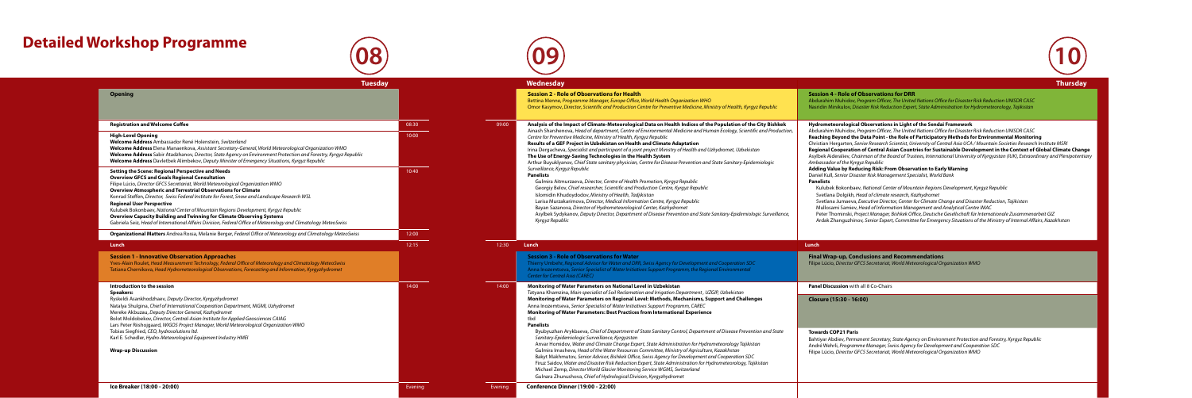# Detailed Workshop Programme

## 08 Tuesday

### Opening

**08:30** — **Registration and Welcome Coffee**

**10:00** — **High-Level Opening**

**Welcome Address** Ambassador René Holenstein, Switzerland

**Welcome Address** Elena Manaenkova, Assistant Secretary-General, World Meteorological Organization WMO

**Welcome Address** Sabir Atadzhanov, Director, State Agency on Environment Protection and Forestry, Kyrgyz Republic

**Welcome Address** Davletbek Alimbekov, Deputy Minister of Emergency Situations, Kyrgyz Republic

**10:40** — **Setting the Scene: Regional Perspective and Needs**

**Overview GFCS and Goals Regional Consultation**

Filipe Lúcio, Director GFCS Secretariat, World Meteorological Organization WMO

**Overview Atmospheric and Terrestrial Observations for Climate**

Konrad Steffen, Director, Swiss Federal Institute for Forest, Snow and Landscape Research WSL

**Regional User Perspective**

Kulubek Bokonbaev, National Center of Mountain Regions Development, Kyrgyz Republic

**Overview Capacity Building and Twinning for Climate Observing Systems**

Gabriela Seiz, Head of International Affairs Division, Federal Office of Meteorology and Climatology MeteoSwiss

**12:00** — **Organizational Matters** Andrea Rossa, Melanie Berger, Federal Office of Meteorology and Climatology MeteoSwiss

**12:15** — **Lunch**

### Session 1 - Innovative Observation Approaches

Yves-Alain Roulet, Head Measurement Technology, Federal Office of Meteorology and Climatology MeteoSwiss

Tatiana Chernikova, Head Hydrometeorological Observations, Forecasting and Information, Kyrgyzhydromet

**14:00** — **Introduction to the session**

**Speakers:**

Ryskeldi Asankhodzhaev, Deputy Director, Kyrgyzhydromet

Natalya Shulgina, Chief of International Cooperation Department, NIGMI, Uzhydromet

Mereke Akbuzau, Deputy Director General, Kazhydromet

Bolot Moldobekov, Director, Central-Asian Institute for Applied Geosciences CAIAG

Lars Peter Riishojgaard, WIGOS Project Manager, World Meteorological Organization WMO

Tobias Siegfried, CEO, hydrosolutions ltd.

Karl E. Schedler, Hydro-Meteorological Equipment Industry HMEI

**Wrap-up Discussion**

**Evening** — **Ice Breaker (18:00 - 20:00)**

## 09 Wednesday

### Session 2 - Role of Observations for Health

Bettina Menne, Programme Manager, Europe Office, World Health Organization WHO

Omor Kasymov, Director, Scientific and Production Centre for Preventive Medicine, Ministry of Health, Kyrgyz Republic

**09:00** — **Analysis of the Impact of Climate-Meteorological Data on Health Indices of the Population of the City Bishkek**

Ainash Sharshenova, Head of department, Centre of Environmental Medicine and Human Ecology, Scientific and Production; Centre for Preventive Medicine, Ministry of Health, Kyrgyz Republic

**Results of a GEF Project in Uzbekistan on Health and Climate Adaptation**

Irina Dergacheva, Specialist and participant of a joint project Ministry of Health and Uzhydromet, Uzbekistan

**The Use of Energy-Saving Technologies in the Health System**

Arthur Buyukliyanov, Chief State sanitary physician, Centre for Disease Prevention and State Sanitary-Epidemiologic Surveillance, Kyrgyz Republic

**Panelists**

Gulmira Aitmurzaeva, Director, Centre of Health Promotion, Kyrgyz Republic

Georgiy Belov, Chief researcher, Scientific and Production Centre, Kyrgyz Republic

Islomidin Khudoydodov, Ministry of Health, Tadjikistan

Larisa Murzakarimova, Director, Medical Information Centre, Kyrgyz Republic

Bayan Sazanova, Director of Hydrometeorological Center, Kazhydromet

Asylbek Sydykanov, Deputy Director, Department of Disease Prevention and State Sanitary-Epidemiologic Surveillance, Kyrgyz Republic

**12:30** — **Lunch**

### Session 3 - Role of Observations for Water

Thierry Umbehr, Regional Advisor for Water and DRR, Swiss Agency for Development and Cooperation SDC

Anna Inozemtseva, Senior Specialist of Water Initiatives Support Programm, the Regional Environmental Center for Central Asia (CAREC)

**14:00** — **Monitoring of Water Parameters on National Level in Uzbekistan**

Tatyana Khamzina, Main specialist of Soil Reclamation and Irrigation Department, UZGIP, Uzbekistan

**Monitoring of Water Parameters on Regional Level: Methods, Mechanisms, Support and Challenges**

Anna Inozemtseva, Senior Specialist of Water Initiatives Support Programm, CAREC

**Monitoring of Water Parameters: Best Practices from International Experience**

tbd

**Panelists**

Byubyuzhan Arykbaeva, Chief of Department of State Sanitary Control, Department of Disease Prevention and State Sanitary-Epidemiologic Surveillance, Kyrgyzstan

Anvar Homidov, Water and Climate Change Expert, State Administration for Hydrometeorology Tajikistan

Gulmira Imasheva, Head of the Water Resources Committee, Ministry of Agriculture, Kazakhstan

Bakyt Makhmutov, Senior Advisor, Bishkek Office, Swiss Agency for Development and Cooperation SDC

Firuz Saidov, Water and Disaster Risk Reduction Expert, State Administration for Hydrometeorology, Tajikistan

Michael Zemp, Director World Glacier Monitoring Service WGMS, Switzerland

Gulnara Zhunushova, Chief of Hydrological Division, Kyrgyzhydromet

**Evening** — **Conference Dinner (19:00 - 22:00)**

## 10 Thursday

### Session 4 - Role of Observations for DRR

Abdurahim Muhidov, Program Officer, The United Nations Office for Disaster Risk Reduction UNISDR CASC

Nasridin Mirekulov, Disaster Risk Reduction Expert, State Administration for Hydrometeorology, Tajikistan

**Hydrometeorological Observations in Light of the Sendai Framework**

Abdurahim Muhidov, Program Officer, The United Nations Office for Disaster Risk Reduction UNISDR CASC

**Reaching Beyond the Data Point - the Role of Participatory Methods for Environmental Monitoring**

Christian Hergarten, Senior Research Scientist, University of Central Asia UCA / Mountain Societies Research Institute MSRI

**Regional Cooperation of Central Asian Countries for Sustainable Development in the Context of Global Climate Change**

Asylbek Aidaraliev, Chairman of the Board of Trustees, International University of Kyrgyzstan (IUK), Extraordinary and Plenipotentiary Ambassador of the Kyrgyz Republic

**Adding Value by Reducing Risk: From Observation to Early Warning**

Daniel Kull, Senior Disaster Risk Management Specialist, World Bank

**Panelists**

Kulubek Bokonbaev, National Center of Mountain Regions Development, Kyrgyz Republic

Svetlana Dolgikh, Head of climate research, Kazhydromet

Svetlana Jumaeva, Executive Director, Center for Climate Change and Disaster Reduction, Tajikistan

Mullosami Samiev, Head of Information Management and Analytical Centre IMAC

Peter Thominski, Project Manager, Bishkek Office, Deutsche Gesellschaft für Internationale Zusammenarbeit GIZ

Ardak Zhanguzhinov, Senior Expert, Committee for Emergency Situations of the Ministry of Internal Affairs, Kazakhstan

**Lunch**

### Final Wrap-up, Conclusions and Recommendations

Filipe Lúcio, Director GFCS Secretariat, World Meteorological Organization WMO

**Panel Discussion** with all 8 Co-Chairs

**Closure (15:30 - 16:00)**

**Towards COP21 Paris**

Bahtiyar Abdiev, Permanent Secretary, State Agency on Environment Protection and Forestry, Kyrgyz Republic

André Wehrli, Programme Manager, Swiss Agency for Development and Cooperation SDC

Filipe Lúcio, Director GFCS Secretariat, World Meteorological Organization WMO